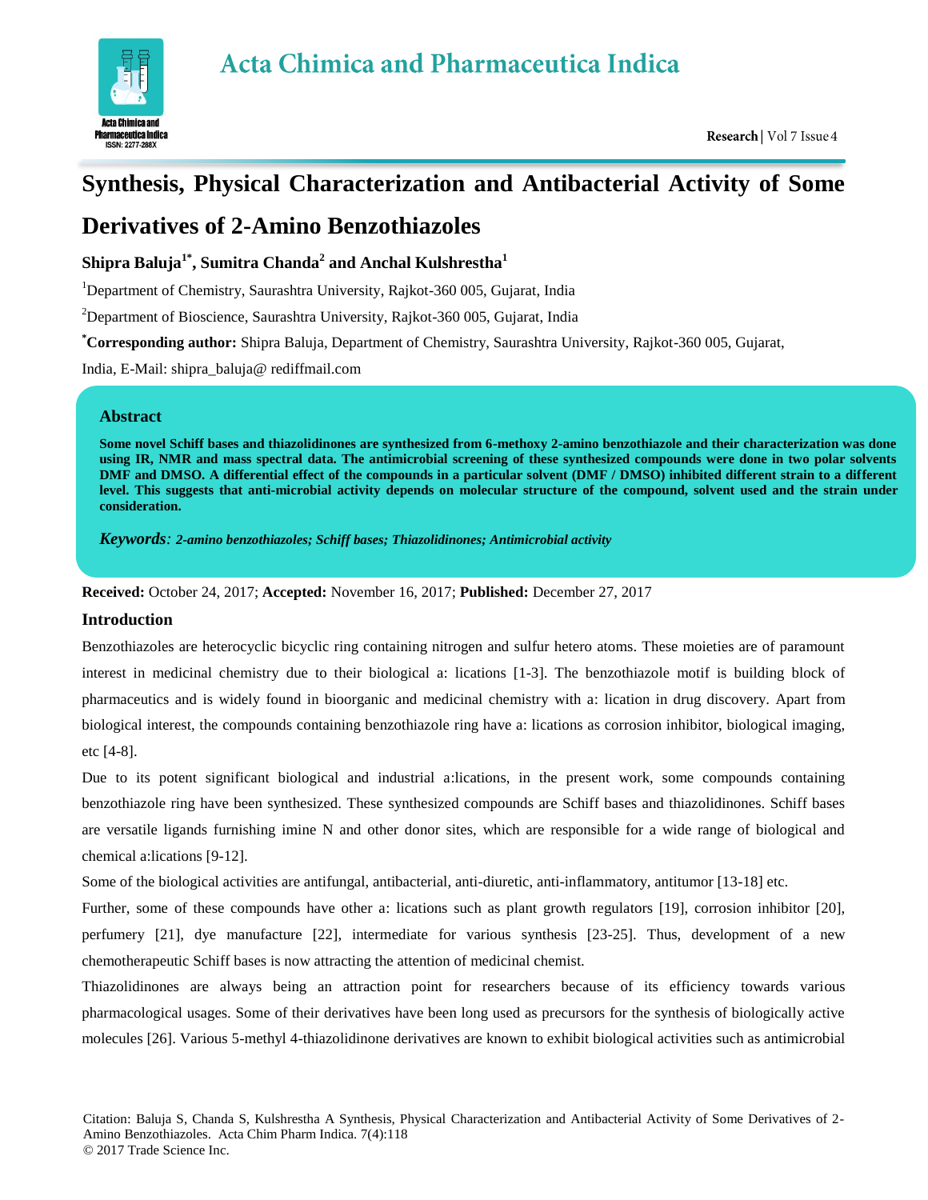# Synthesis, Physical Characterization and Antibacterial Activity of Some Derivatives of 2-Amino Benzothiazoles

**Shipra Baluja[1*], Sumitra Chanda[2] and Anchal Kulshrestha[1]**

[1]Department of Chemistry, Saurashtra University, Rajkot-360 005, Gujarat, India

[2]Department of Bioscience, Saurashtra University, Rajkot-360 005, Gujarat, India

[*]**Corresponding author:** Shipra Baluja, Department of Chemistry, Saurashtra University, Rajkot-360 005, Gujarat, India, E-Mail: shipra_baluja@ rediffmail.com

## Abstract

**Some novel Schiff bases and thiazolidinones are synthesized from 6-methoxy 2-amino benzothiazole and their characterization was done using IR, NMR and mass spectral data. The antimicrobial screening of these synthesized compounds were done in two polar solvents DMF and DMSO. A differential effect of the compounds in a particular solvent (DMF / DMSO) inhibited different strain to a different level. This suggests that anti-microbial activity depends on molecular structure of the compound, solvent used and the strain under consideration.**

***Keywords**: 2-amino benzothiazoles; Schiff bases; Thiazolidinones; Antimicrobial activity*

**Received:** October 24, 2017; **Accepted:** November 16, 2017; **Published:** December 27, 2017

## Introduction

Benzothiazoles are heterocyclic bicyclic ring containing nitrogen and sulfur hetero atoms. These moieties are of paramount interest in medicinal chemistry due to their biological a: lications [1-3]. The benzothiazole motif is building block of pharmaceutics and is widely found in bioorganic and medicinal chemistry with a: lication in drug discovery. Apart from biological interest, the compounds containing benzothiazole ring have a: lications as corrosion inhibitor, biological imaging, etc [4-8].

Due to its potent significant biological and industrial a:lications, in the present work, some compounds containing benzothiazole ring have been synthesized. These synthesized compounds are Schiff bases and thiazolidinones. Schiff bases are versatile ligands furnishing imine N and other donor sites, which are responsible for a wide range of biological and chemical a:lications [9-12].

Some of the biological activities are antifungal, antibacterial, anti-diuretic, anti-inflammatory, antitumor [13-18] etc.

Further, some of these compounds have other a: lications such as plant growth regulators [19], corrosion inhibitor [20], perfumery [21], dye manufacture [22], intermediate for various synthesis [23-25]. Thus, development of a new chemotherapeutic Schiff bases is now attracting the attention of medicinal chemist.

Thiazolidinones are always being an attraction point for researchers because of its efficiency towards various pharmacological usages. Some of their derivatives have been long used as precursors for the synthesis of biologically active molecules [26]. Various 5-methyl 4-thiazolidinone derivatives are known to exhibit biological activities such as antimicrobial

Citation: Baluja S, Chanda S, Kulshrestha A Synthesis, Physical Characterization and Antibacterial Activity of Some Derivatives of 2-Amino Benzothiazoles. Acta Chim Pharm Indica. 7(4):118
© 2017 Trade Science Inc.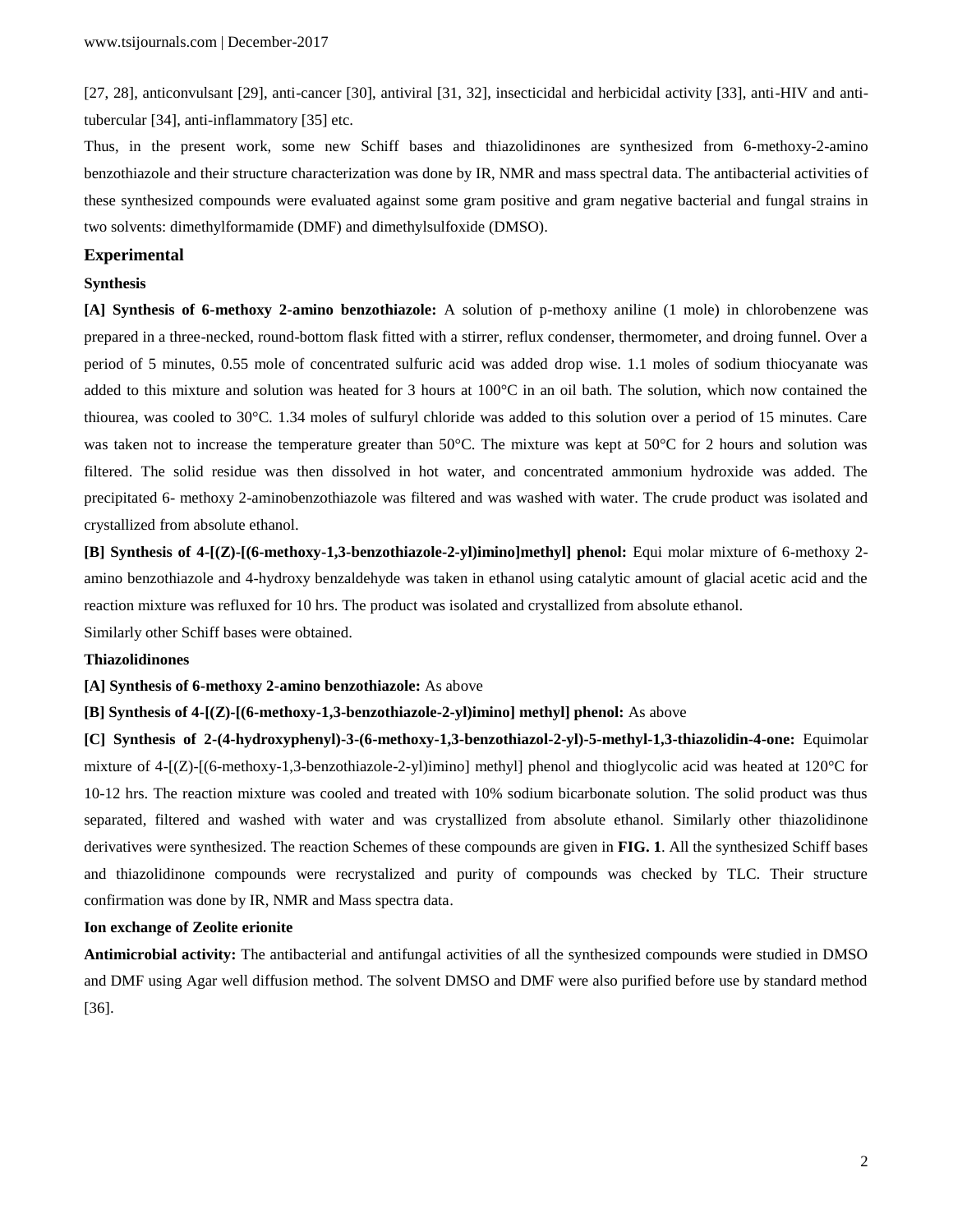[27, 28], anticonvulsant [29], anti-cancer [30], antiviral [31, 32], insecticidal and herbicidal activity [33], anti-HIV and anti-tubercular [34], anti-inflammatory [35] etc.

Thus, in the present work, some new Schiff bases and thiazolidinones are synthesized from 6-methoxy-2-amino benzothiazole and their structure characterization was done by IR, NMR and mass spectral data. The antibacterial activities of these synthesized compounds were evaluated against some gram positive and gram negative bacterial and fungal strains in two solvents: dimethylformamide (DMF) and dimethylsulfoxide (DMSO).

## Experimental

### Synthesis

**[A] Synthesis of 6-methoxy 2-amino benzothiazole:** A solution of p-methoxy aniline (1 mole) in chlorobenzene was prepared in a three-necked, round-bottom flask fitted with a stirrer, reflux condenser, thermometer, and droing funnel. Over a period of 5 minutes, 0.55 mole of concentrated sulfuric acid was added drop wise. 1.1 moles of sodium thiocyanate was added to this mixture and solution was heated for 3 hours at 100°C in an oil bath. The solution, which now contained the thiourea, was cooled to 30°C. 1.34 moles of sulfuryl chloride was added to this solution over a period of 15 minutes. Care was taken not to increase the temperature greater than 50°C. The mixture was kept at 50°C for 2 hours and solution was filtered. The solid residue was then dissolved in hot water, and concentrated ammonium hydroxide was added. The precipitated 6- methoxy 2-aminobenzothiazole was filtered and was washed with water. The crude product was isolated and crystallized from absolute ethanol.

**[B] Synthesis of 4-[(Z)-[(6-methoxy-1,3-benzothiazole-2-yl)imino]methyl] phenol:** Equi molar mixture of 6-methoxy 2-amino benzothiazole and 4-hydroxy benzaldehyde was taken in ethanol using catalytic amount of glacial acetic acid and the reaction mixture was refluxed for 10 hrs. The product was isolated and crystallized from absolute ethanol.

Similarly other Schiff bases were obtained.

### Thiazolidinones

**[A] Synthesis of 6-methoxy 2-amino benzothiazole:** As above

**[B] Synthesis of 4-[(Z)-[(6-methoxy-1,3-benzothiazole-2-yl)imino] methyl] phenol:** As above

**[C] Synthesis of 2-(4-hydroxyphenyl)-3-(6-methoxy-1,3-benzothiazol-2-yl)-5-methyl-1,3-thiazolidin-4-one:** Equimolar mixture of 4-[(Z)-[(6-methoxy-1,3-benzothiazole-2-yl)imino] methyl] phenol and thioglycolic acid was heated at 120°C for 10-12 hrs. The reaction mixture was cooled and treated with 10% sodium bicarbonate solution. The solid product was thus separated, filtered and washed with water and was crystallized from absolute ethanol. Similarly other thiazolidinone derivatives were synthesized. The reaction Schemes of these compounds are given in **FIG. 1**. All the synthesized Schiff bases and thiazolidinone compounds were recrystalized and purity of compounds was checked by TLC. Their structure confirmation was done by IR, NMR and Mass spectra data.

### Ion exchange of Zeolite erionite

**Antimicrobial activity:** The antibacterial and antifungal activities of all the synthesized compounds were studied in DMSO and DMF using Agar well diffusion method. The solvent DMSO and DMF were also purified before use by standard method [36].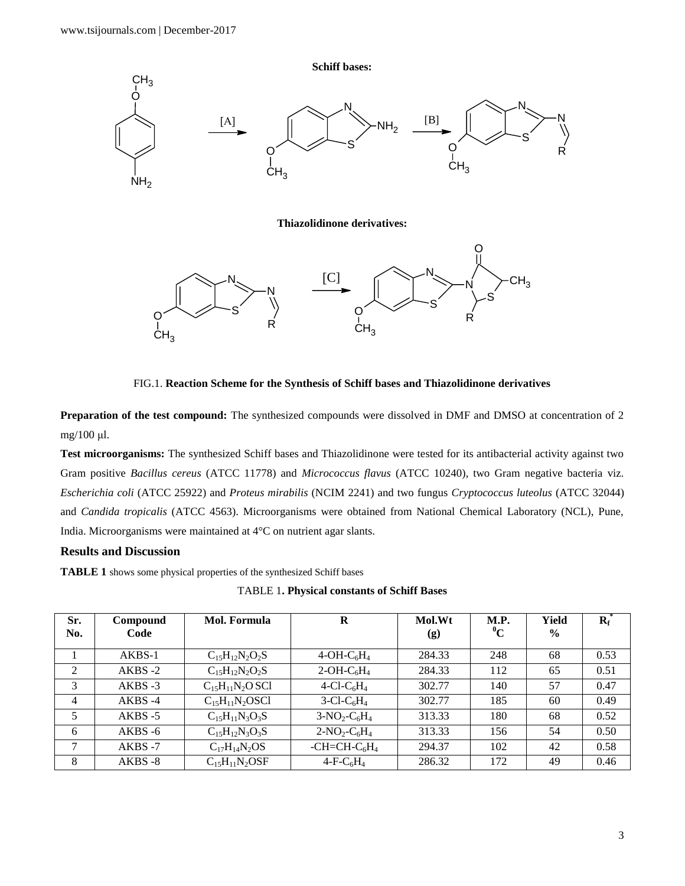**Schiff bases:**

**Thiazolidinone derivatives:**

FIG.1. **Reaction Scheme for the Synthesis of Schiff bases and Thiazolidinone derivatives**

**Preparation of the test compound:** The synthesized compounds were dissolved in DMF and DMSO at concentration of 2 mg/100 µl.

**Test microorganisms:** The synthesized Schiff bases and Thiazolidinone were tested for its antibacterial activity against two Gram positive *Bacillus cereus* (ATCC 11778) and *Micrococcus flavus* (ATCC 10240), two Gram negative bacteria viz. *Escherichia coli* (ATCC 25922) and *Proteus mirabilis* (NCIM 2241) and two fungus *Cryptococcus luteolus* (ATCC 32044) and *Candida tropicalis* (ATCC 4563). Microorganisms were obtained from National Chemical Laboratory (NCL), Pune, India. Microorganisms were maintained at 4°C on nutrient agar slants.

## Results and Discussion

**TABLE 1** shows some physical properties of the synthesized Schiff bases

TABLE 1**. Physical constants of Schiff Bases**

| Sr. No. | Compound Code | Mol. Formula | R | Mol.Wt (g) | M.P. $^0$C | Yield % | $R_f$* |
|---|---|---|---|---|---|---|---|
| 1 | AKBS-1 | $C_{15}H_{12}N_2O_2S$ | 4-OH-$C_6H_4$ | 284.33 | 248 | 68 | 0.53 |
| 2 | AKBS -2 | $C_{15}H_{12}N_2O_2S$ | 2-OH-$C_6H_4$ | 284.33 | 112 | 65 | 0.51 |
| 3 | AKBS -3 | $C_{15}H_{11}N_2O$ SCl | 4-Cl-$C_6H_4$ | 302.77 | 140 | 57 | 0.47 |
| 4 | AKBS -4 | $C_{15}H_{11}N_2OSCl$ | 3-Cl-$C_6H_4$ | 302.77 | 185 | 60 | 0.49 |
| 5 | AKBS -5 | $C_{15}H_{11}N_3O_3S$ | 3-$NO_2$-$C_6H_4$ | 313.33 | 180 | 68 | 0.52 |
| 6 | AKBS -6 | $C_{15}H_{12}N_3O_3S$ | 2-$NO_2$-$C_6H_4$ | 313.33 | 156 | 54 | 0.50 |
| 7 | AKBS -7 | $C_{17}H_{14}N_2OS$ | -CH=CH-$C_6H_4$ | 294.37 | 102 | 42 | 0.58 |
| 8 | AKBS -8 | $C_{15}H_{11}N_2OSF$ | 4-F-$C_6H_4$ | 286.32 | 172 | 49 | 0.46 |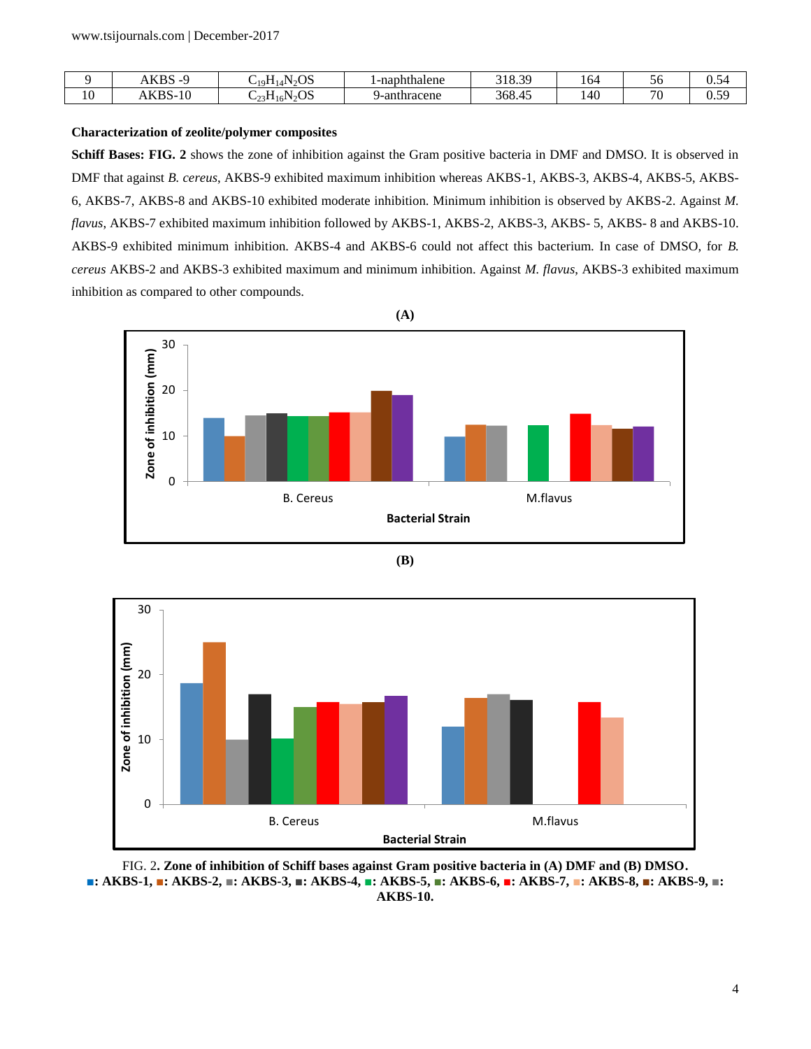| 9 | AKBS -9 | $C_{19}H_{14}N_2OS$ | 1-naphthalene | 318.39 | 164 | 56 | 0.54 |
|---|---|---|---|---|---|---|---|
| 10 | AKBS-10 | $C_{23}H_{16}N_2OS$ | 9-anthracene | 368.45 | 140 | 70 | 0.59 |

**Characterization of zeolite/polymer composites**

**Schiff Bases: FIG. 2** shows the zone of inhibition against the Gram positive bacteria in DMF and DMSO. It is observed in DMF that against *B. cereus*, AKBS-9 exhibited maximum inhibition whereas AKBS-1, AKBS-3, AKBS-4, AKBS-5, AKBS-6, AKBS-7, AKBS-8 and AKBS-10 exhibited moderate inhibition. Minimum inhibition is observed by AKBS-2. Against *M. flavus*, AKBS-7 exhibited maximum inhibition followed by AKBS-1, AKBS-2, AKBS-3, AKBS- 5, AKBS- 8 and AKBS-10. AKBS-9 exhibited minimum inhibition. AKBS-4 and AKBS-6 could not affect this bacterium. In case of DMSO, for *B. cereus* AKBS-2 and AKBS-3 exhibited maximum and minimum inhibition. Against *M. flavus*, AKBS-3 exhibited maximum inhibition as compared to other compounds.

**(A)**

**(B)**

FIG. 2**. Zone of inhibition of Schiff bases against Gram positive bacteria in (A) DMF and (B) DMSO.**
**■: AKBS-1, ■: AKBS-2, ■: AKBS-3, ■: AKBS-4, ■: AKBS-5, ■: AKBS-6, ■: AKBS-7, ■: AKBS-8, ■: AKBS-9, ■: AKBS-10.**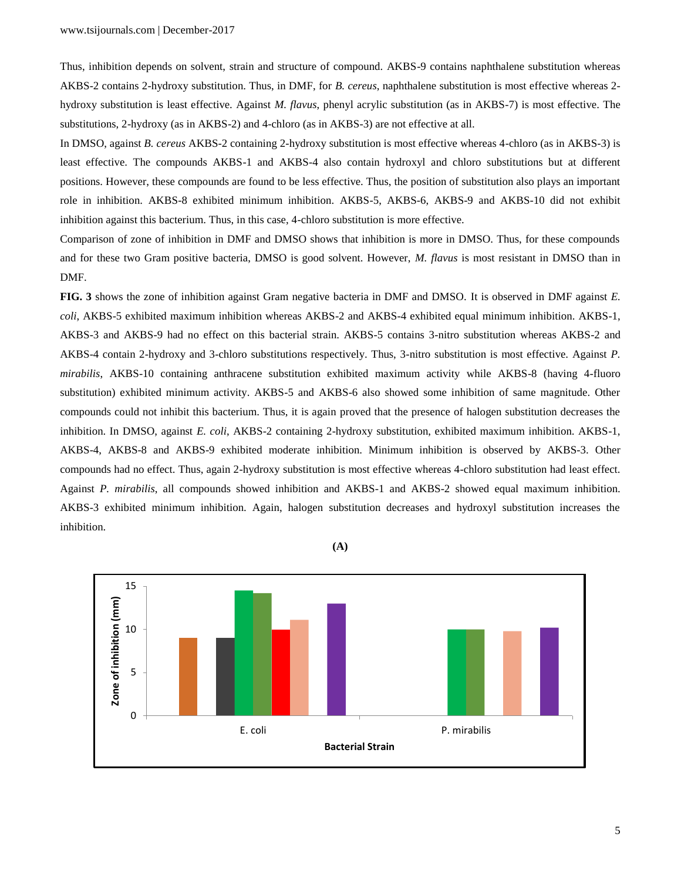Thus, inhibition depends on solvent, strain and structure of compound. AKBS-9 contains naphthalene substitution whereas AKBS-2 contains 2-hydroxy substitution. Thus, in DMF, for *B. cereus*, naphthalene substitution is most effective whereas 2-hydroxy substitution is least effective. Against *M. flavus*, phenyl acrylic substitution (as in AKBS-7) is most effective. The substitutions, 2-hydroxy (as in AKBS-2) and 4-chloro (as in AKBS-3) are not effective at all.

In DMSO, against *B. cereus* AKBS-2 containing 2-hydroxy substitution is most effective whereas 4-chloro (as in AKBS-3) is least effective. The compounds AKBS-1 and AKBS-4 also contain hydroxyl and chloro substitutions but at different positions. However, these compounds are found to be less effective. Thus, the position of substitution also plays an important role in inhibition. AKBS-8 exhibited minimum inhibition. AKBS-5, AKBS-6, AKBS-9 and AKBS-10 did not exhibit inhibition against this bacterium. Thus, in this case, 4-chloro substitution is more effective.

Comparison of zone of inhibition in DMF and DMSO shows that inhibition is more in DMSO. Thus, for these compounds and for these two Gram positive bacteria, DMSO is good solvent. However, *M. flavus* is most resistant in DMSO than in DMF.

**FIG. 3** shows the zone of inhibition against Gram negative bacteria in DMF and DMSO. It is observed in DMF against *E. coli*, AKBS-5 exhibited maximum inhibition whereas AKBS-2 and AKBS-4 exhibited equal minimum inhibition. AKBS-1, AKBS-3 and AKBS-9 had no effect on this bacterial strain. AKBS-5 contains 3-nitro substitution whereas AKBS-2 and AKBS-4 contain 2-hydroxy and 3-chloro substitutions respectively. Thus, 3-nitro substitution is most effective. Against *P. mirabilis*, AKBS-10 containing anthracene substitution exhibited maximum activity while AKBS-8 (having 4-fluoro substitution) exhibited minimum activity. AKBS-5 and AKBS-6 also showed some inhibition of same magnitude. Other compounds could not inhibit this bacterium. Thus, it is again proved that the presence of halogen substitution decreases the inhibition. In DMSO, against *E. coli*, AKBS-2 containing 2-hydroxy substitution, exhibited maximum inhibition. AKBS-1, AKBS-4, AKBS-8 and AKBS-9 exhibited moderate inhibition. Minimum inhibition is observed by AKBS-3. Other compounds had no effect. Thus, again 2-hydroxy substitution is most effective whereas 4-chloro substitution had least effect. Against *P. mirabilis*, all compounds showed inhibition and AKBS-1 and AKBS-2 showed equal maximum inhibition. AKBS-3 exhibited minimum inhibition. Again, halogen substitution decreases and hydroxyl substitution increases the inhibition.

**(A)**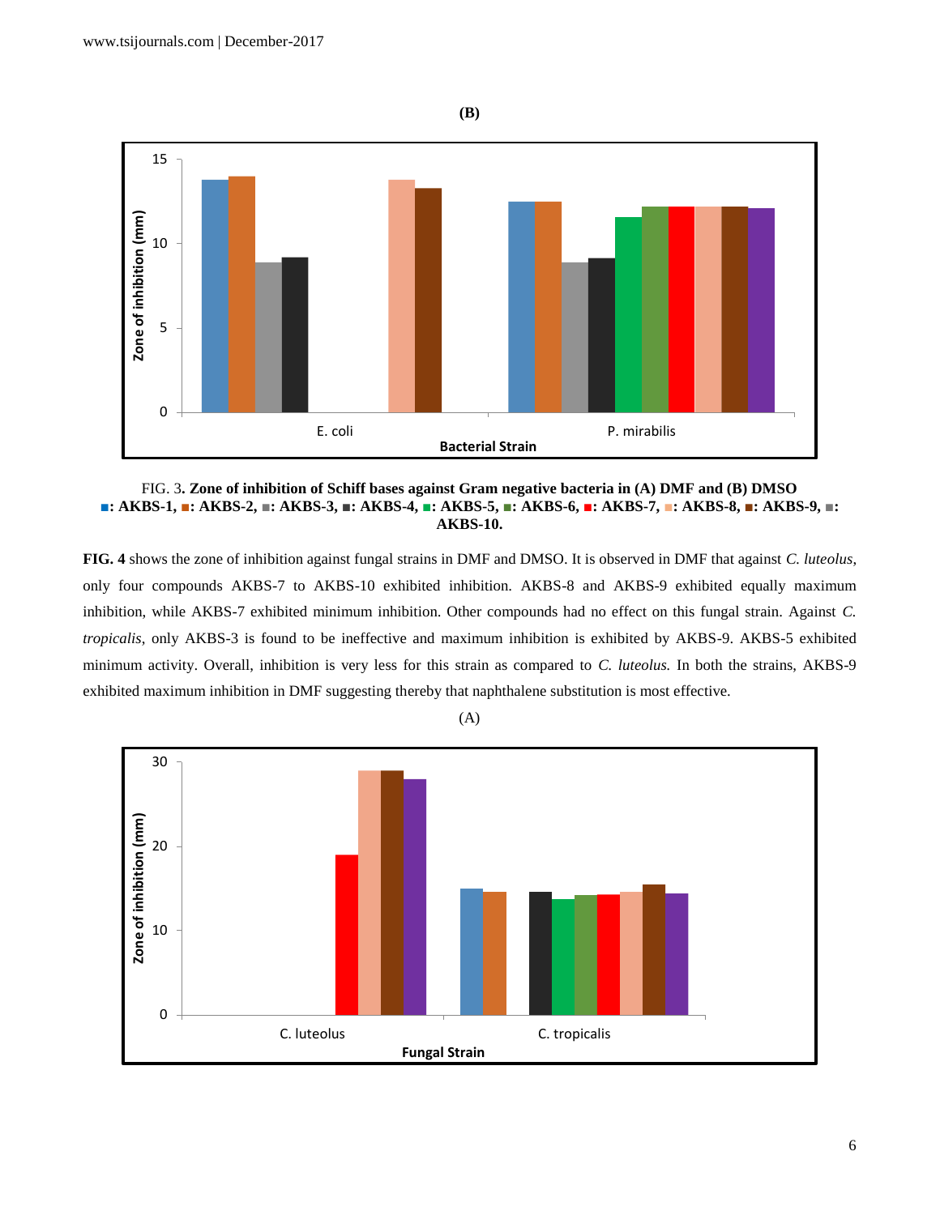(B)

FIG. 3**. Zone of inhibition of Schiff bases against Gram negative bacteria in (A) DMF and (B) DMSO**
**■: AKBS-1, ■: AKBS-2, ■: AKBS-3, ■: AKBS-4, ■: AKBS-5, ■: AKBS-6, ■: AKBS-7, ■: AKBS-8, ■: AKBS-9, ■: AKBS-10.**

**FIG. 4** shows the zone of inhibition against fungal strains in DMF and DMSO. It is observed in DMF that against *C. luteolus*, only four compounds AKBS-7 to AKBS-10 exhibited inhibition. AKBS-8 and AKBS-9 exhibited equally maximum inhibition, while AKBS-7 exhibited minimum inhibition. Other compounds had no effect on this fungal strain. Against *C. tropicalis*, only AKBS-3 is found to be ineffective and maximum inhibition is exhibited by AKBS-9. AKBS-5 exhibited minimum activity. Overall, inhibition is very less for this strain as compared to *C. luteolus.* In both the strains, AKBS-9 exhibited maximum inhibition in DMF suggesting thereby that naphthalene substitution is most effective.

(A)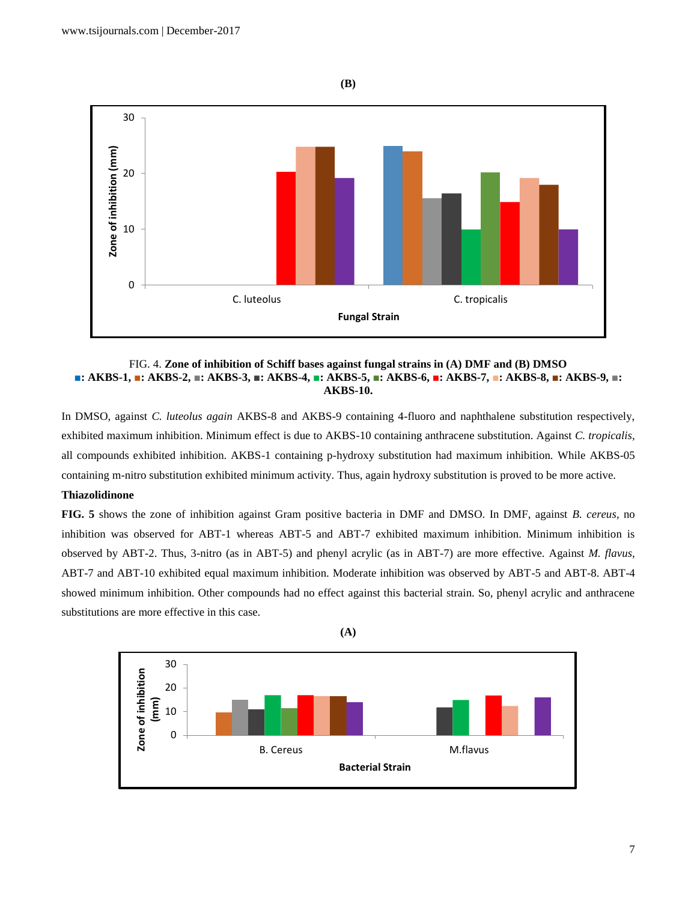(B)

FIG. 4. **Zone of inhibition of Schiff bases against fungal strains in (A) DMF and (B) DMSO**
**■: AKBS-1, ■: AKBS-2, ■: AKBS-3, ■: AKBS-4, ■: AKBS-5, ■: AKBS-6, ■: AKBS-7, ■: AKBS-8, ■: AKBS-9, ■: AKBS-10.**

In DMSO, against *C. luteolus again* AKBS-8 and AKBS-9 containing 4-fluoro and naphthalene substitution respectively, exhibited maximum inhibition. Minimum effect is due to AKBS-10 containing anthracene substitution. Against *C. tropicalis*, all compounds exhibited inhibition. AKBS-1 containing p-hydroxy substitution had maximum inhibition. While AKBS-05 containing m-nitro substitution exhibited minimum activity. Thus, again hydroxy substitution is proved to be more active.

**Thiazolidinone**

**FIG. 5** shows the zone of inhibition against Gram positive bacteria in DMF and DMSO. In DMF, against *B. cereus*, no inhibition was observed for ABT-1 whereas ABT-5 and ABT-7 exhibited maximum inhibition. Minimum inhibition is observed by ABT-2. Thus, 3-nitro (as in ABT-5) and phenyl acrylic (as in ABT-7) are more effective. Against *M. flavus*, ABT-7 and ABT-10 exhibited equal maximum inhibition. Moderate inhibition was observed by ABT-5 and ABT-8. ABT-4 showed minimum inhibition. Other compounds had no effect against this bacterial strain. So, phenyl acrylic and anthracene substitutions are more effective in this case.

(A)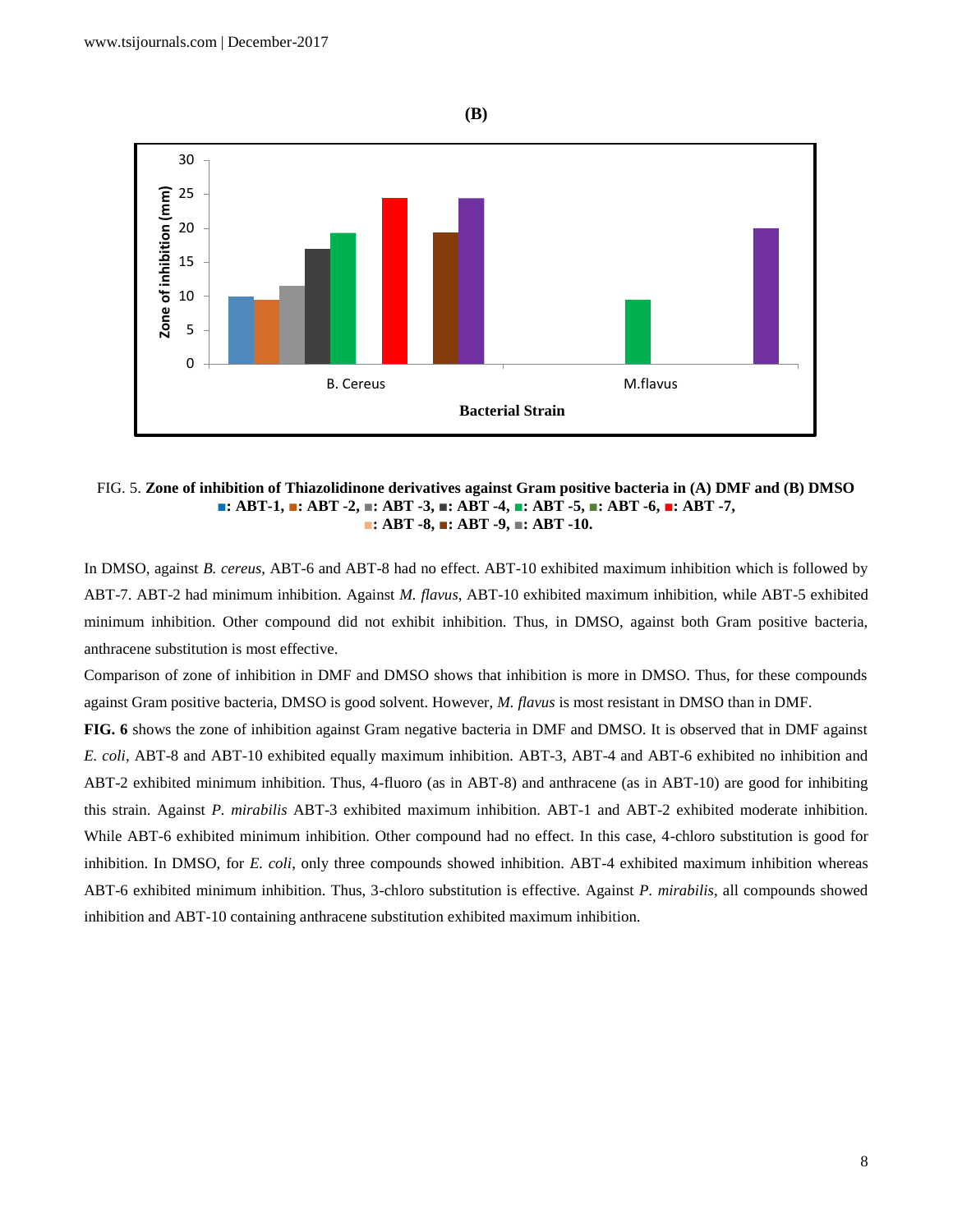(B)

FIG. 5. **Zone of inhibition of Thiazolidinone derivatives against Gram positive bacteria in (A) DMF and (B) DMSO ■: ABT-1, ■: ABT -2, ■: ABT -3, ■: ABT -4, ■: ABT -5, ■: ABT -6, ■: ABT -7, ■: ABT -8, ■: ABT -9, ■: ABT -10.**

In DMSO, against *B. cereus*, ABT-6 and ABT-8 had no effect. ABT-10 exhibited maximum inhibition which is followed by ABT-7. ABT-2 had minimum inhibition. Against *M. flavus*, ABT-10 exhibited maximum inhibition, while ABT-5 exhibited minimum inhibition. Other compound did not exhibit inhibition. Thus, in DMSO, against both Gram positive bacteria, anthracene substitution is most effective.

Comparison of zone of inhibition in DMF and DMSO shows that inhibition is more in DMSO. Thus, for these compounds against Gram positive bacteria, DMSO is good solvent. However, *M. flavus* is most resistant in DMSO than in DMF.

**FIG. 6** shows the zone of inhibition against Gram negative bacteria in DMF and DMSO. It is observed that in DMF against *E. coli*, ABT-8 and ABT-10 exhibited equally maximum inhibition. ABT-3, ABT-4 and ABT-6 exhibited no inhibition and ABT-2 exhibited minimum inhibition. Thus, 4-fluoro (as in ABT-8) and anthracene (as in ABT-10) are good for inhibiting this strain. Against *P. mirabilis* ABT-3 exhibited maximum inhibition. ABT-1 and ABT-2 exhibited moderate inhibition. While ABT-6 exhibited minimum inhibition. Other compound had no effect. In this case, 4-chloro substitution is good for inhibition. In DMSO, for *E. coli*, only three compounds showed inhibition. ABT-4 exhibited maximum inhibition whereas ABT-6 exhibited minimum inhibition. Thus, 3-chloro substitution is effective. Against *P. mirabilis*, all compounds showed inhibition and ABT-10 containing anthracene substitution exhibited maximum inhibition.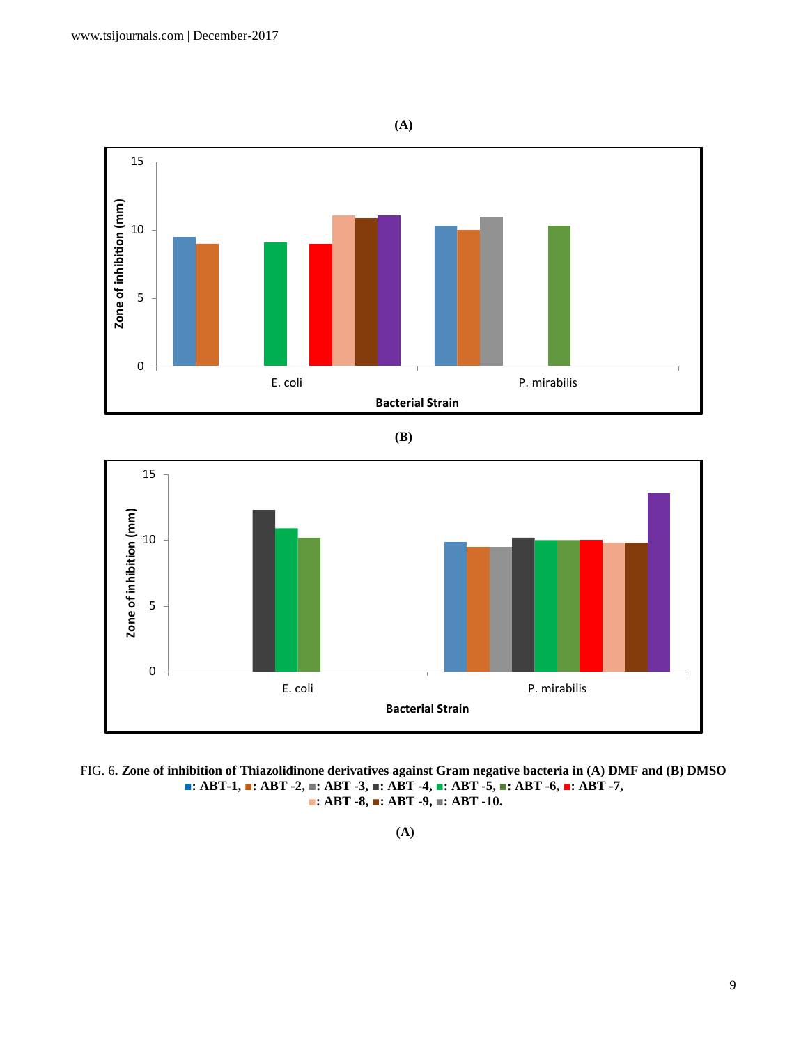**(A)**

**(B)**

FIG. 6**. Zone of inhibition of Thiazolidinone derivatives against Gram negative bacteria in (A) DMF and (B) DMSO**
**■: ABT-1, ■: ABT -2, ■: ABT -3, ■: ABT -4, ■: ABT -5, ■: ABT -6, ■: ABT -7,**
**■: ABT -8, ■: ABT -9, ■: ABT -10.**

**(A)**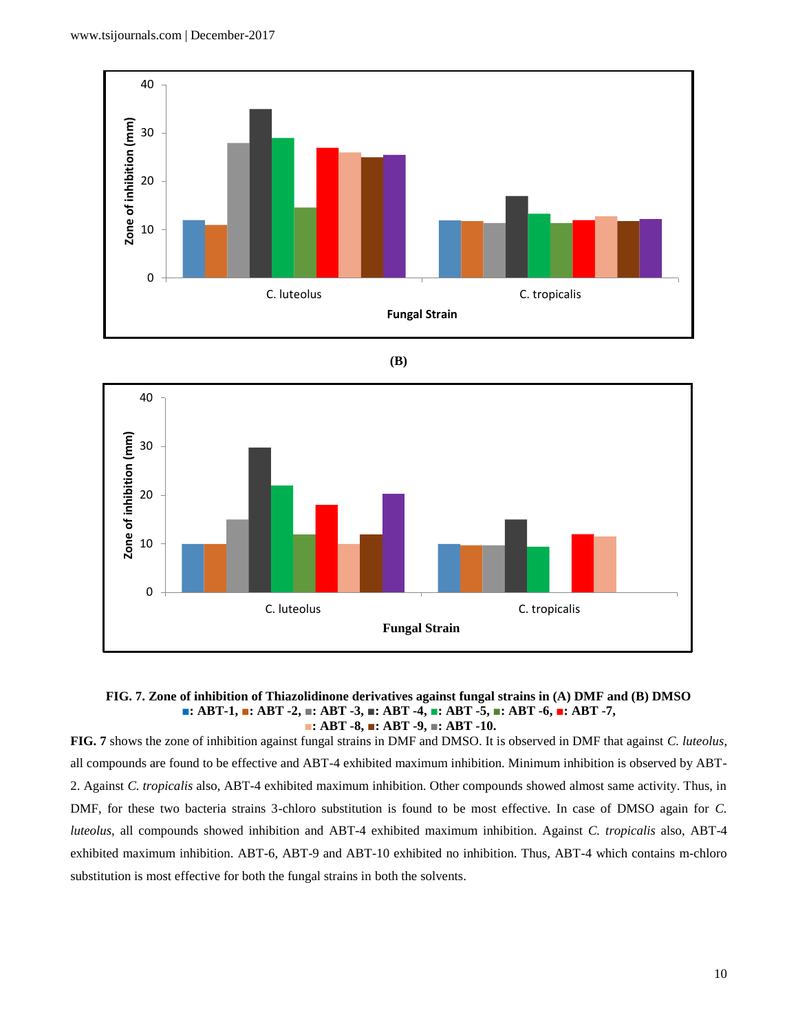**(B)**

**FIG. 7. Zone of inhibition of Thiazolidinone derivatives against fungal strains in (A) DMF and (B) DMSO**
**■: ABT-1, ■: ABT -2, ■: ABT -3, ■: ABT -4, ■: ABT -5, ■: ABT -6, ■: ABT -7,**
**■: ABT -8, ■: ABT -9, ■: ABT -10.**

**FIG. 7** shows the zone of inhibition against fungal strains in DMF and DMSO. It is observed in DMF that against *C. luteolus*, all compounds are found to be effective and ABT-4 exhibited maximum inhibition. Minimum inhibition is observed by ABT-2. Against *C. tropicalis* also, ABT-4 exhibited maximum inhibition. Other compounds showed almost same activity. Thus, in DMF, for these two bacteria strains 3-chloro substitution is found to be most effective. In case of DMSO again for *C. luteolus*, all compounds showed inhibition and ABT-4 exhibited maximum inhibition. Against *C. tropicalis* also, ABT-4 exhibited maximum inhibition. ABT-6, ABT-9 and ABT-10 exhibited no inhibition. Thus, ABT-4 which contains m-chloro substitution is most effective for both the fungal strains in both the solvents.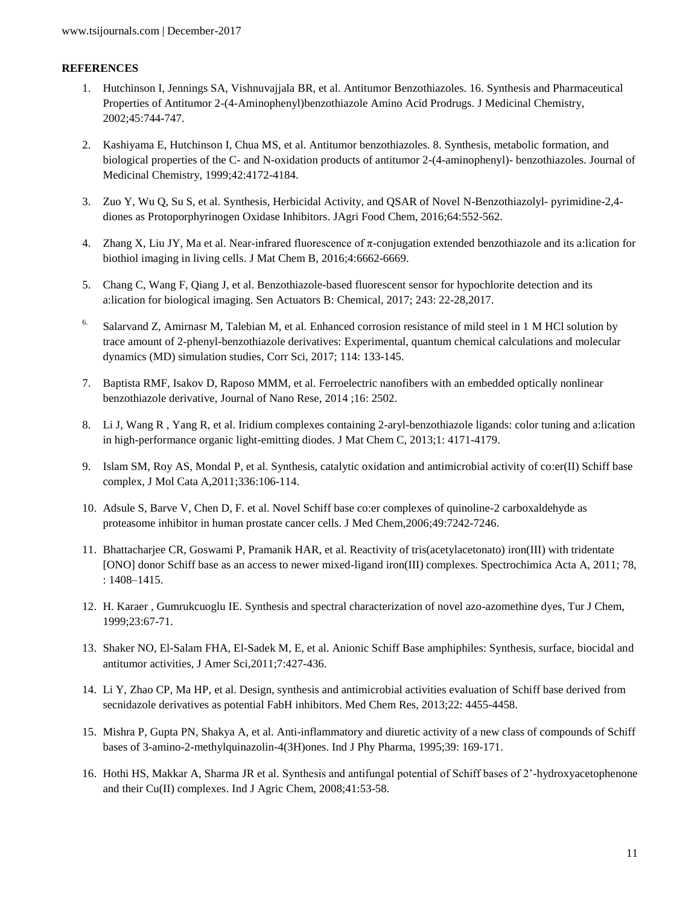## REFERENCES

1. Hutchinson I, Jennings SA, Vishnuvajjala BR, et al. Antitumor Benzothiazoles. 16. Synthesis and Pharmaceutical Properties of Antitumor 2-(4-Aminophenyl)benzothiazole Amino Acid Prodrugs. J Medicinal Chemistry, 2002;45:744-747.
2. Kashiyama E, Hutchinson I, Chua MS, et al. Antitumor benzothiazoles. 8. Synthesis, metabolic formation, and biological properties of the C- and N-oxidation products of antitumor 2-(4-aminophenyl)- benzothiazoles. Journal of Medicinal Chemistry, 1999;42:4172-4184.
3. Zuo Y, Wu Q, Su S, et al. Synthesis, Herbicidal Activity, and QSAR of Novel N-Benzothiazolyl- pyrimidine-2,4-diones as Protoporphyrinogen Oxidase Inhibitors. JAgri Food Chem, 2016;64:552-562.
4. Zhang X, Liu JY, Ma et al. Near-infrared fluorescence of π-conjugation extended benzothiazole and its a:lication for biothiol imaging in living cells. J Mat Chem B, 2016;4:6662-6669.
5. Chang C, Wang F, Qiang J, et al. Benzothiazole-based fluorescent sensor for hypochlorite detection and its a:lication for biological imaging. Sen Actuators B: Chemical, 2017; 243: 22-28,2017.
6. Salarvand Z, Amirnasr M, Talebian M, et al. Enhanced corrosion resistance of mild steel in 1 M HCl solution by trace amount of 2-phenyl-benzothiazole derivatives: Experimental, quantum chemical calculations and molecular dynamics (MD) simulation studies, Corr Sci, 2017; 114: 133-145.
7. Baptista RMF, Isakov D, Raposo MMM, et al. Ferroelectric nanofibers with an embedded optically nonlinear benzothiazole derivative, Journal of Nano Rese, 2014 ;16: 2502.
8. Li J, Wang R , Yang R, et al. Iridium complexes containing 2-aryl-benzothiazole ligands: color tuning and a:lication in high-performance organic light-emitting diodes. J Mat Chem C, 2013;1: 4171-4179.
9. Islam SM, Roy AS, Mondal P, et al. Synthesis, catalytic oxidation and antimicrobial activity of co:er(II) Schiff base complex, J Mol Cata A,2011;336:106-114.
10. Adsule S, Barve V, Chen D, F. et al. Novel Schiff base co:er complexes of quinoline-2 carboxaldehyde as proteasome inhibitor in human prostate cancer cells. J Med Chem,2006;49:7242-7246.
11. Bhattacharjee CR, Goswami P, Pramanik HAR, et al. Reactivity of tris(acetylacetonato) iron(III) with tridentate [ONO] donor Schiff base as an access to newer mixed-ligand iron(III) complexes. Spectrochimica Acta A, 2011; 78, : 1408–1415.
12. H. Karaer , Gumrukcuoglu IE. Synthesis and spectral characterization of novel azo-azomethine dyes, Tur J Chem, 1999;23:67-71.
13. Shaker NO, El-Salam FHA, El-Sadek M, E, et al. Anionic Schiff Base amphiphiles: Synthesis, surface, biocidal and antitumor activities, J Amer Sci,2011;7:427-436.
14. Li Y, Zhao CP, Ma HP, et al. Design, synthesis and antimicrobial activities evaluation of Schiff base derived from secnidazole derivatives as potential FabH inhibitors. Med Chem Res, 2013;22: 4455-4458.
15. Mishra P, Gupta PN, Shakya A, et al. Anti-inflammatory and diuretic activity of a new class of compounds of Schiff bases of 3-amino-2-methylquinazolin-4(3H)ones. Ind J Phy Pharma, 1995;39: 169-171.
16. Hothi HS, Makkar A, Sharma JR et al. Synthesis and antifungal potential of Schiff bases of 2'-hydroxyacetophenone and their Cu(II) complexes. Ind J Agric Chem, 2008;41:53-58.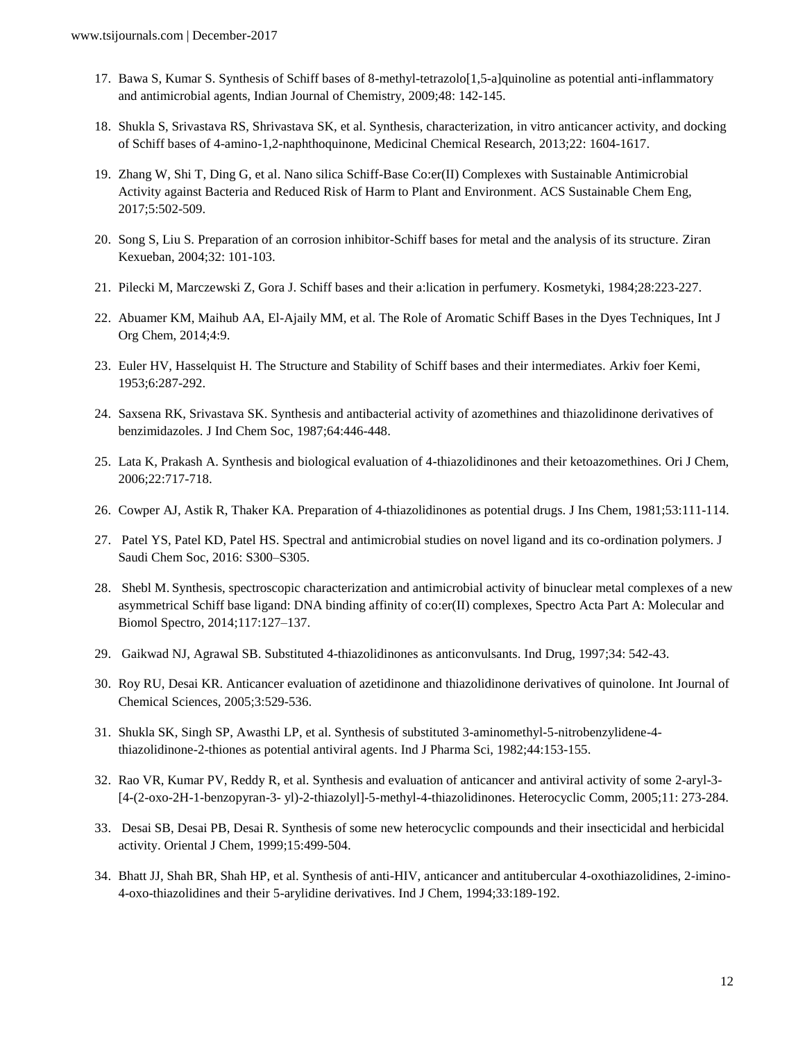17. Bawa S, Kumar S. Synthesis of Schiff bases of 8-methyl-tetrazolo[1,5-a]quinoline as potential anti-inflammatory and antimicrobial agents, Indian Journal of Chemistry, 2009;48: 142-145.
18. Shukla S, Srivastava RS, Shrivastava SK, et al. Synthesis, characterization, in vitro anticancer activity, and docking of Schiff bases of 4-amino-1,2-naphthoquinone, Medicinal Chemical Research, 2013;22: 1604-1617.
19. Zhang W, Shi T, Ding G, et al. Nano silica Schiff-Base Co:er(II) Complexes with Sustainable Antimicrobial Activity against Bacteria and Reduced Risk of Harm to Plant and Environment. ACS Sustainable Chem Eng, 2017;5:502-509.
20. Song S, Liu S. Preparation of an corrosion inhibitor-Schiff bases for metal and the analysis of its structure. Ziran Kexueban, 2004;32: 101-103.
21. Pilecki M, Marczewski Z, Gora J. Schiff bases and their a:lication in perfumery. Kosmetyki, 1984;28:223-227.
22. Abuamer KM, Maihub AA, El-Ajaily MM, et al. The Role of Aromatic Schiff Bases in the Dyes Techniques, Int J Org Chem, 2014;4:9.
23. Euler HV, Hasselquist H. The Structure and Stability of Schiff bases and their intermediates. Arkiv foer Kemi, 1953;6:287-292.
24. Saxsena RK, Srivastava SK. Synthesis and antibacterial activity of azomethines and thiazolidinone derivatives of benzimidazoles. J Ind Chem Soc, 1987;64:446-448.
25. Lata K, Prakash A. Synthesis and biological evaluation of 4-thiazolidinones and their ketoazomethines. Ori J Chem, 2006;22:717-718.
26. Cowper AJ, Astik R, Thaker KA. Preparation of 4-thiazolidinones as potential drugs. J Ins Chem, 1981;53:111-114.
27. Patel YS, Patel KD, Patel HS. Spectral and antimicrobial studies on novel ligand and its co-ordination polymers. J Saudi Chem Soc, 2016: S300–S305.
28. Shebl M. Synthesis, spectroscopic characterization and antimicrobial activity of binuclear metal complexes of a new asymmetrical Schiff base ligand: DNA binding affinity of co:er(II) complexes, Spectro Acta Part A: Molecular and Biomol Spectro, 2014;117:127–137.
29. Gaikwad NJ, Agrawal SB. Substituted 4-thiazolidinones as anticonvulsants. Ind Drug, 1997;34: 542-43.
30. Roy RU, Desai KR. Anticancer evaluation of azetidinone and thiazolidinone derivatives of quinolone. Int Journal of Chemical Sciences, 2005;3:529-536.
31. Shukla SK, Singh SP, Awasthi LP, et al. Synthesis of substituted 3-aminomethyl-5-nitrobenzylidene-4-thiazolidinone-2-thiones as potential antiviral agents. Ind J Pharma Sci, 1982;44:153-155.
32. Rao VR, Kumar PV, Reddy R, et al. Synthesis and evaluation of anticancer and antiviral activity of some 2-aryl-3-[4-(2-oxo-2H-1-benzopyran-3- yl)-2-thiazolyl]-5-methyl-4-thiazolidinones. Heterocyclic Comm, 2005;11: 273-284.
33. Desai SB, Desai PB, Desai R. Synthesis of some new heterocyclic compounds and their insecticidal and herbicidal activity. Oriental J Chem, 1999;15:499-504.
34. Bhatt JJ, Shah BR, Shah HP, et al. Synthesis of anti-HIV, anticancer and antitubercular 4-oxothiazolidines, 2-imino-4-oxo-thiazolidines and their 5-arylidine derivatives. Ind J Chem, 1994;33:189-192.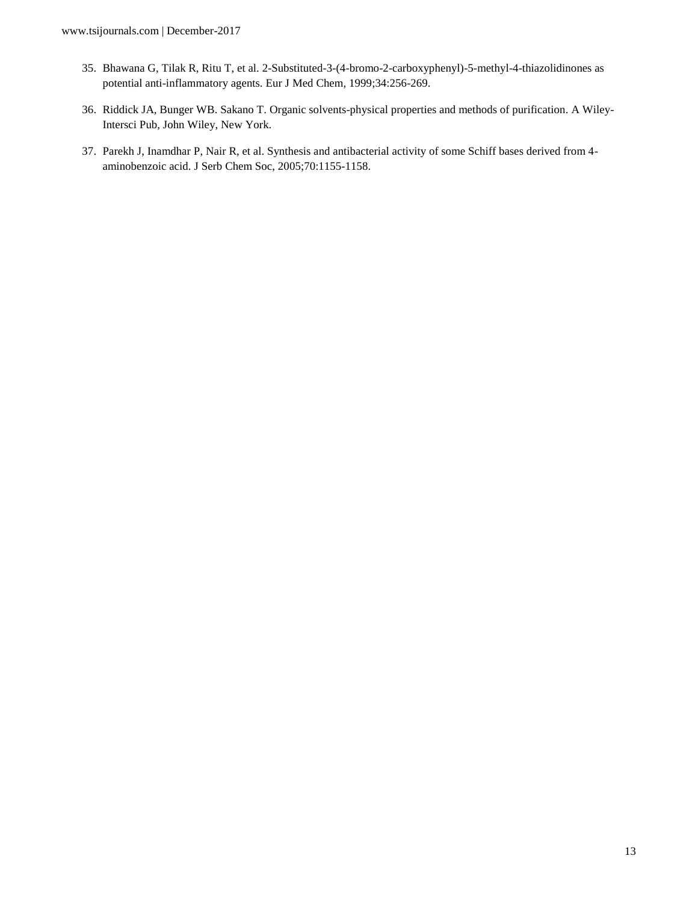35. Bhawana G, Tilak R, Ritu T, et al. 2-Substituted-3-(4-bromo-2-carboxyphenyl)-5-methyl-4-thiazolidinones as potential anti-inflammatory agents. Eur J Med Chem, 1999;34:256-269.

36. Riddick JA, Bunger WB. Sakano T. Organic solvents-physical properties and methods of purification. A Wiley-Intersci Pub, John Wiley, New York.

37. Parekh J, Inamdhar P, Nair R, et al. Synthesis and antibacterial activity of some Schiff bases derived from 4-aminobenzoic acid. J Serb Chem Soc, 2005;70:1155-1158.